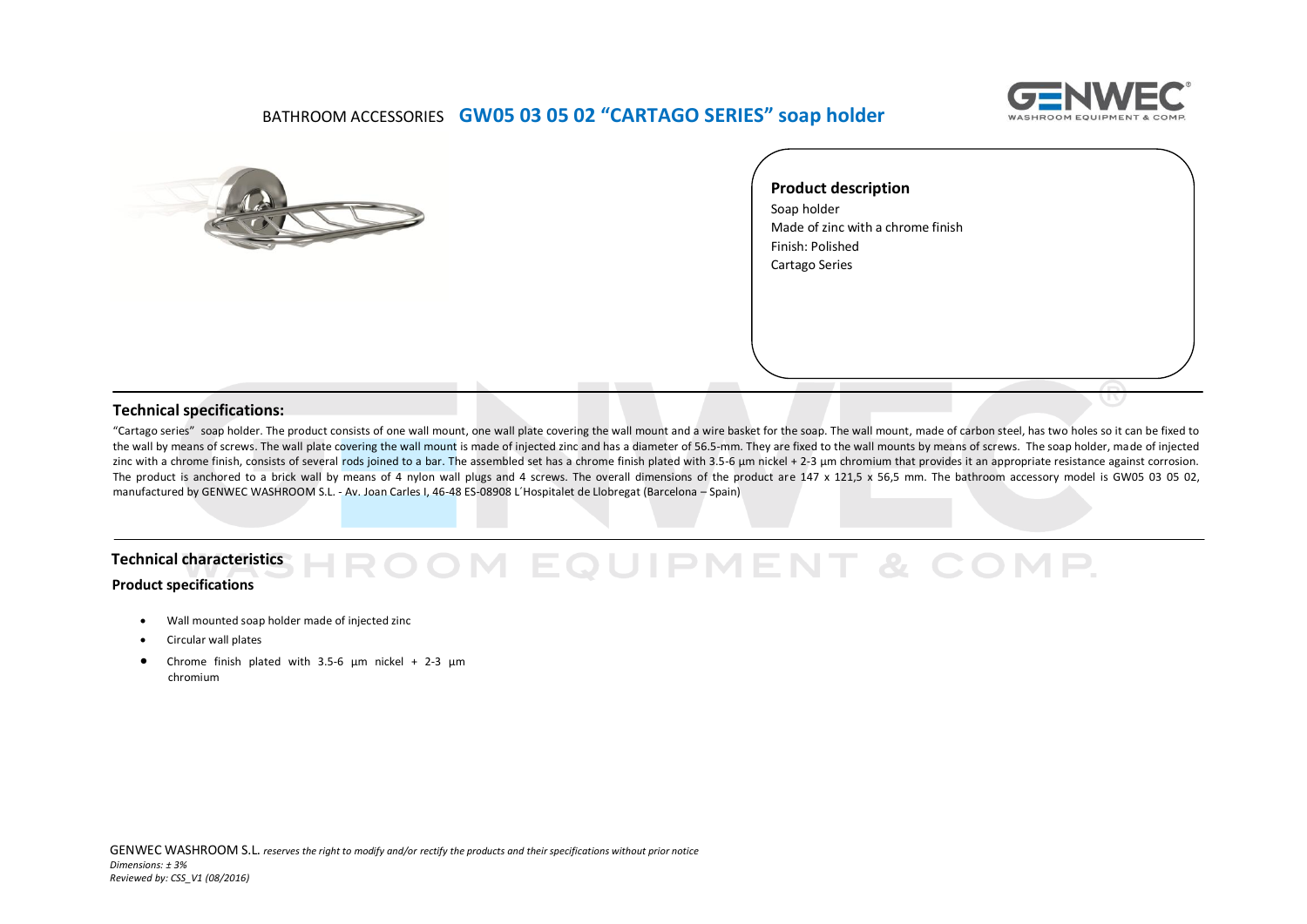# BATHROOM ACCESSORIES **GW05 03 05 02 "CARTAGO SERIES" soap holder**

**Product description**

Soap holder
Made of zinc with a chrome finish
Finish: Polished
Cartago Series

## Technical specifications:

"Cartago series" soap holder. The product consists of one wall mount, one wall plate covering the wall mount and a wire basket for the soap. The wall mount, made of carbon steel, has two holes so it can be fixed to the wall by means of screws. The wall plate covering the wall mount is made of injected zinc and has a diameter of 56.5-mm. They are fixed to the wall mounts by means of screws. The soap holder, made of injected zinc with a chrome finish, consists of several rods joined to a bar. The assembled set has a chrome finish plated with 3.5-6 µm nickel + 2-3 µm chromium that provides it an appropriate resistance against corrosion. The product is anchored to a brick wall by means of 4 nylon wall plugs and 4 screws. The overall dimensions of the product are 147 x 121,5 x 56,5 mm. The bathroom accessory model is GW05 03 05 02, manufactured by GENWEC WASHROOM S.L. - Av. Joan Carles I, 46-48 ES-08908 L´Hospitalet de Llobregat (Barcelona – Spain)

## Technical characteristics

### Product specifications

- Wall mounted soap holder made of injected zinc
- Circular wall plates
- Chrome finish plated with 3.5-6 µm nickel + 2-3 µm chromium

GENWEC WASHROOM S.L. *reserves the right to modify and/or rectify the products and their specifications without prior notice*
*Dimensions: ± 3%*
*Reviewed by: CSS_V1 (08/2016)*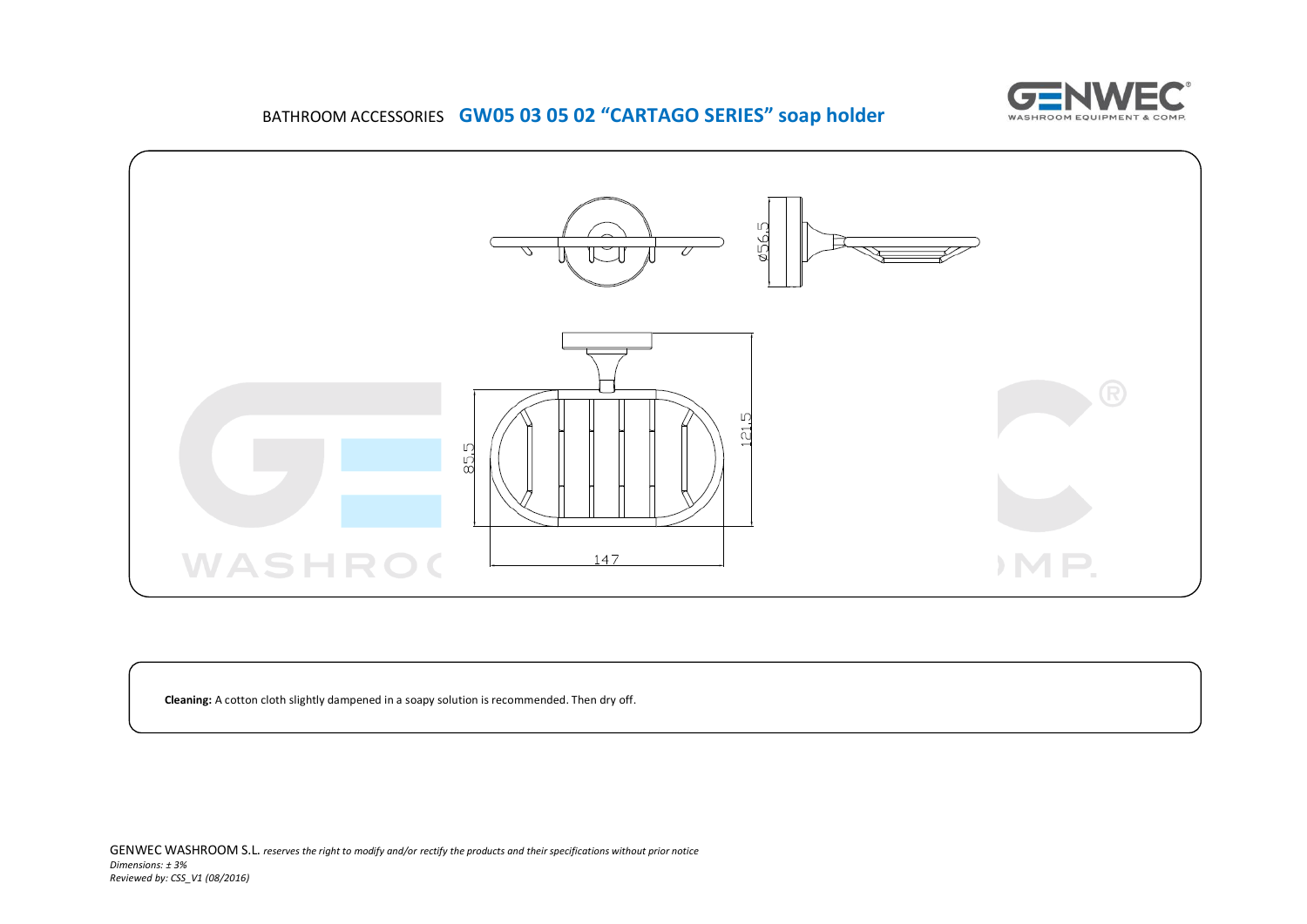BATHROOM ACCESSORIES **GW05 03 05 02 "CARTAGO SERIES" soap holder**

Ø56.5

121.5

85.5

147

**Cleaning:** A cotton cloth slightly dampened in a soapy solution is recommended. Then dry off.

GENWEC WASHROOM S.L. *reserves the right to modify and/or rectify the products and their specifications without prior notice*

*Dimensions: ± 3%*

*Reviewed by: CSS_V1 (08/2016)*